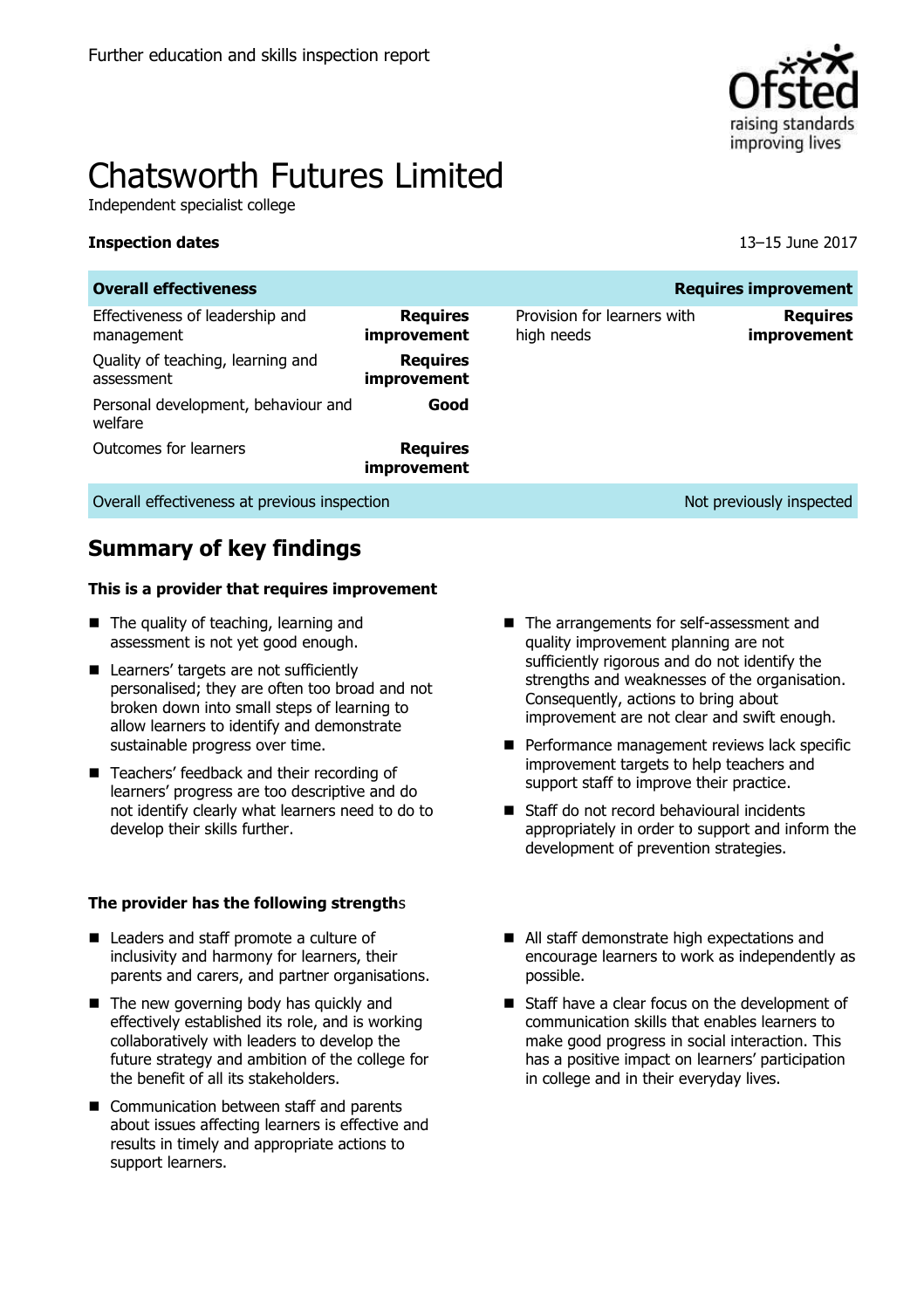Further education and skills inspection report

# Chatsworth Futures Limited

Independent specialist college

**Inspection dates** 13–15 June 2017

| **Overall effectiveness** | | | **Requires improvement** |
|---|---|---|---|
| Effectiveness of leadership and management | **Requires improvement** | Provision for learners with high needs | **Requires improvement** |
| Quality of teaching, learning and assessment | **Requires improvement** | | |
| Personal development, behaviour and welfare | **Good** | | |
| Outcomes for learners | **Requires improvement** | | |
| Overall effectiveness at previous inspection | | | Not previously inspected |

## Summary of key findings

### This is a provider that requires improvement

- The quality of teaching, learning and assessment is not yet good enough.
- Learners' targets are not sufficiently personalised; they are often too broad and not broken down into small steps of learning to allow learners to identify and demonstrate sustainable progress over time.
- Teachers' feedback and their recording of learners' progress are too descriptive and do not identify clearly what learners need to do to develop their skills further.
- The arrangements for self-assessment and quality improvement planning are not sufficiently rigorous and do not identify the strengths and weaknesses of the organisation. Consequently, actions to bring about improvement are not clear and swift enough.
- Performance management reviews lack specific improvement targets to help teachers and support staff to improve their practice.
- Staff do not record behavioural incidents appropriately in order to support and inform the development of prevention strategies.

### The provider has the following strengths

- Leaders and staff promote a culture of inclusivity and harmony for learners, their parents and carers, and partner organisations.
- The new governing body has quickly and effectively established its role, and is working collaboratively with leaders to develop the future strategy and ambition of the college for the benefit of all its stakeholders.
- Communication between staff and parents about issues affecting learners is effective and results in timely and appropriate actions to support learners.
- All staff demonstrate high expectations and encourage learners to work as independently as possible.
- Staff have a clear focus on the development of communication skills that enables learners to make good progress in social interaction. This has a positive impact on learners' participation in college and in their everyday lives.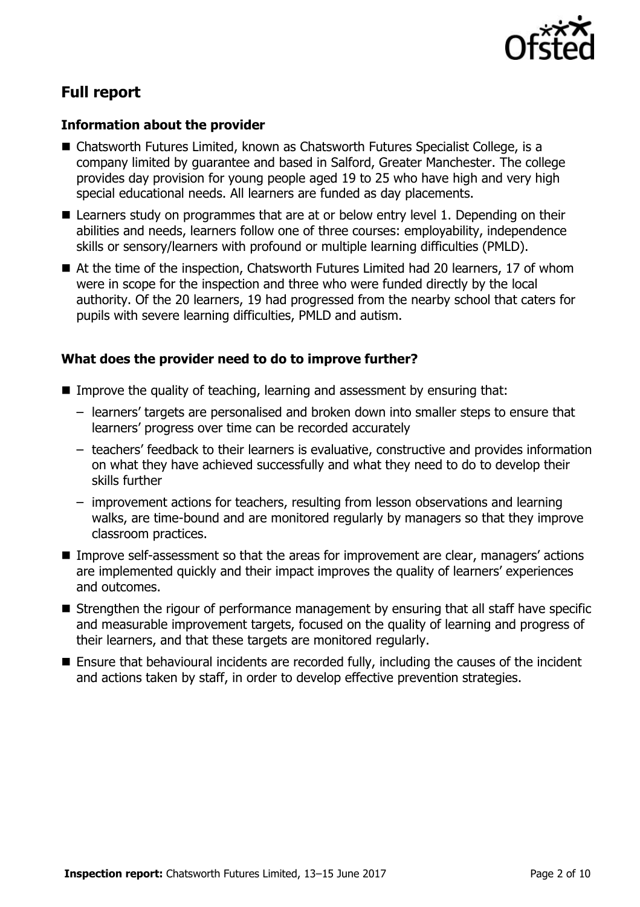## Full report

### Information about the provider

- Chatsworth Futures Limited, known as Chatsworth Futures Specialist College, is a company limited by guarantee and based in Salford, Greater Manchester. The college provides day provision for young people aged 19 to 25 who have high and very high special educational needs. All learners are funded as day placements.
- Learners study on programmes that are at or below entry level 1. Depending on their abilities and needs, learners follow one of three courses: employability, independence skills or sensory/learners with profound or multiple learning difficulties (PMLD).
- At the time of the inspection, Chatsworth Futures Limited had 20 learners, 17 of whom were in scope for the inspection and three who were funded directly by the local authority. Of the 20 learners, 19 had progressed from the nearby school that caters for pupils with severe learning difficulties, PMLD and autism.

### What does the provider need to do to improve further?

- Improve the quality of teaching, learning and assessment by ensuring that:
  - learners' targets are personalised and broken down into smaller steps to ensure that learners' progress over time can be recorded accurately
  - teachers' feedback to their learners is evaluative, constructive and provides information on what they have achieved successfully and what they need to do to develop their skills further
  - improvement actions for teachers, resulting from lesson observations and learning walks, are time-bound and are monitored regularly by managers so that they improve classroom practices.
- Improve self-assessment so that the areas for improvement are clear, managers' actions are implemented quickly and their impact improves the quality of learners' experiences and outcomes.
- Strengthen the rigour of performance management by ensuring that all staff have specific and measurable improvement targets, focused on the quality of learning and progress of their learners, and that these targets are monitored regularly.
- Ensure that behavioural incidents are recorded fully, including the causes of the incident and actions taken by staff, in order to develop effective prevention strategies.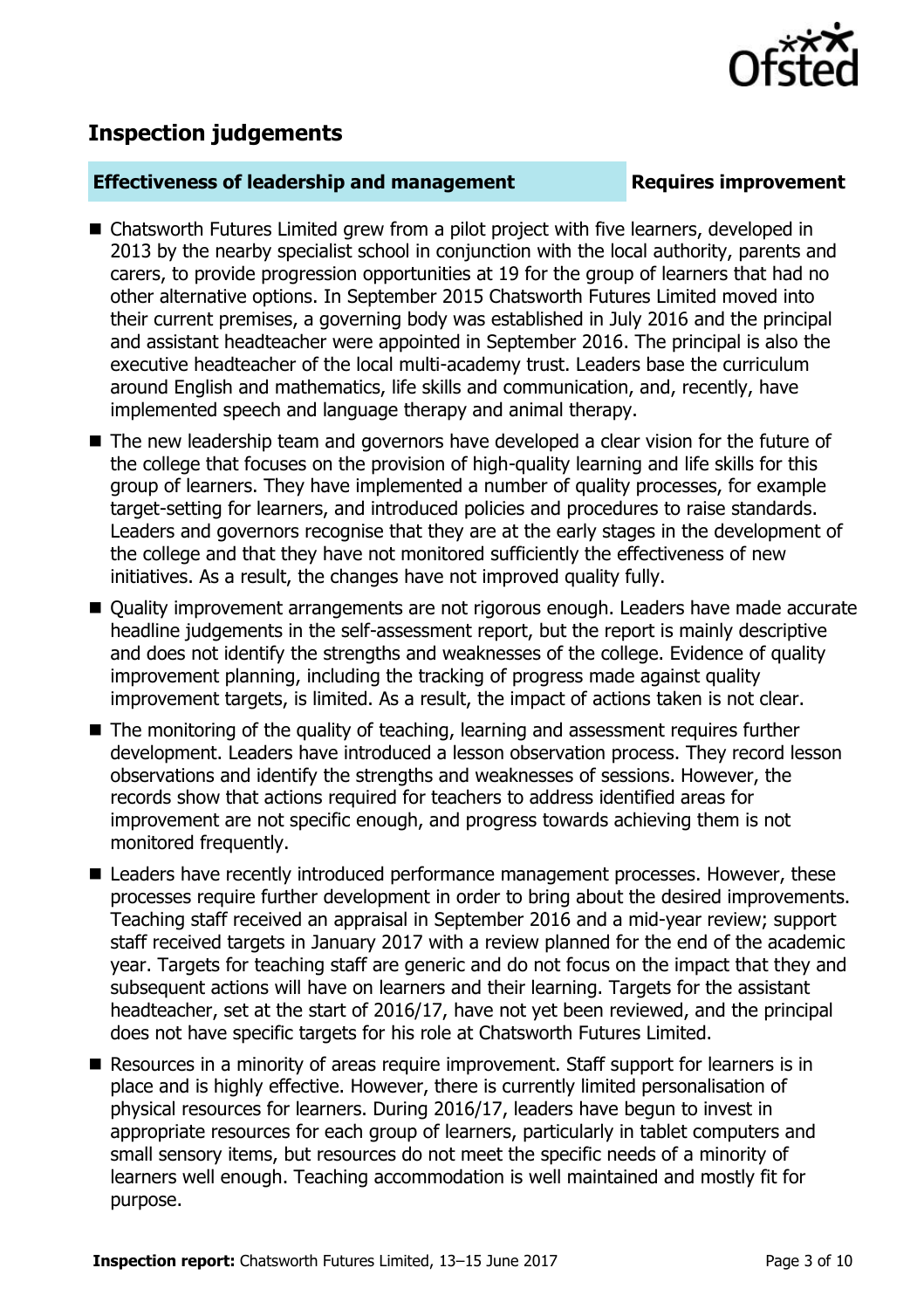## Inspection judgements

**Effectiveness of leadership and management** **Requires improvement**

- Chatsworth Futures Limited grew from a pilot project with five learners, developed in 2013 by the nearby specialist school in conjunction with the local authority, parents and carers, to provide progression opportunities at 19 for the group of learners that had no other alternative options. In September 2015 Chatsworth Futures Limited moved into their current premises, a governing body was established in July 2016 and the principal and assistant headteacher were appointed in September 2016. The principal is also the executive headteacher of the local multi-academy trust. Leaders base the curriculum around English and mathematics, life skills and communication, and, recently, have implemented speech and language therapy and animal therapy.
- The new leadership team and governors have developed a clear vision for the future of the college that focuses on the provision of high-quality learning and life skills for this group of learners. They have implemented a number of quality processes, for example target-setting for learners, and introduced policies and procedures to raise standards. Leaders and governors recognise that they are at the early stages in the development of the college and that they have not monitored sufficiently the effectiveness of new initiatives. As a result, the changes have not improved quality fully.
- Quality improvement arrangements are not rigorous enough. Leaders have made accurate headline judgements in the self-assessment report, but the report is mainly descriptive and does not identify the strengths and weaknesses of the college. Evidence of quality improvement planning, including the tracking of progress made against quality improvement targets, is limited. As a result, the impact of actions taken is not clear.
- The monitoring of the quality of teaching, learning and assessment requires further development. Leaders have introduced a lesson observation process. They record lesson observations and identify the strengths and weaknesses of sessions. However, the records show that actions required for teachers to address identified areas for improvement are not specific enough, and progress towards achieving them is not monitored frequently.
- Leaders have recently introduced performance management processes. However, these processes require further development in order to bring about the desired improvements. Teaching staff received an appraisal in September 2016 and a mid-year review; support staff received targets in January 2017 with a review planned for the end of the academic year. Targets for teaching staff are generic and do not focus on the impact that they and subsequent actions will have on learners and their learning. Targets for the assistant headteacher, set at the start of 2016/17, have not yet been reviewed, and the principal does not have specific targets for his role at Chatsworth Futures Limited.
- Resources in a minority of areas require improvement. Staff support for learners is in place and is highly effective. However, there is currently limited personalisation of physical resources for learners. During 2016/17, leaders have begun to invest in appropriate resources for each group of learners, particularly in tablet computers and small sensory items, but resources do not meet the specific needs of a minority of learners well enough. Teaching accommodation is well maintained and mostly fit for purpose.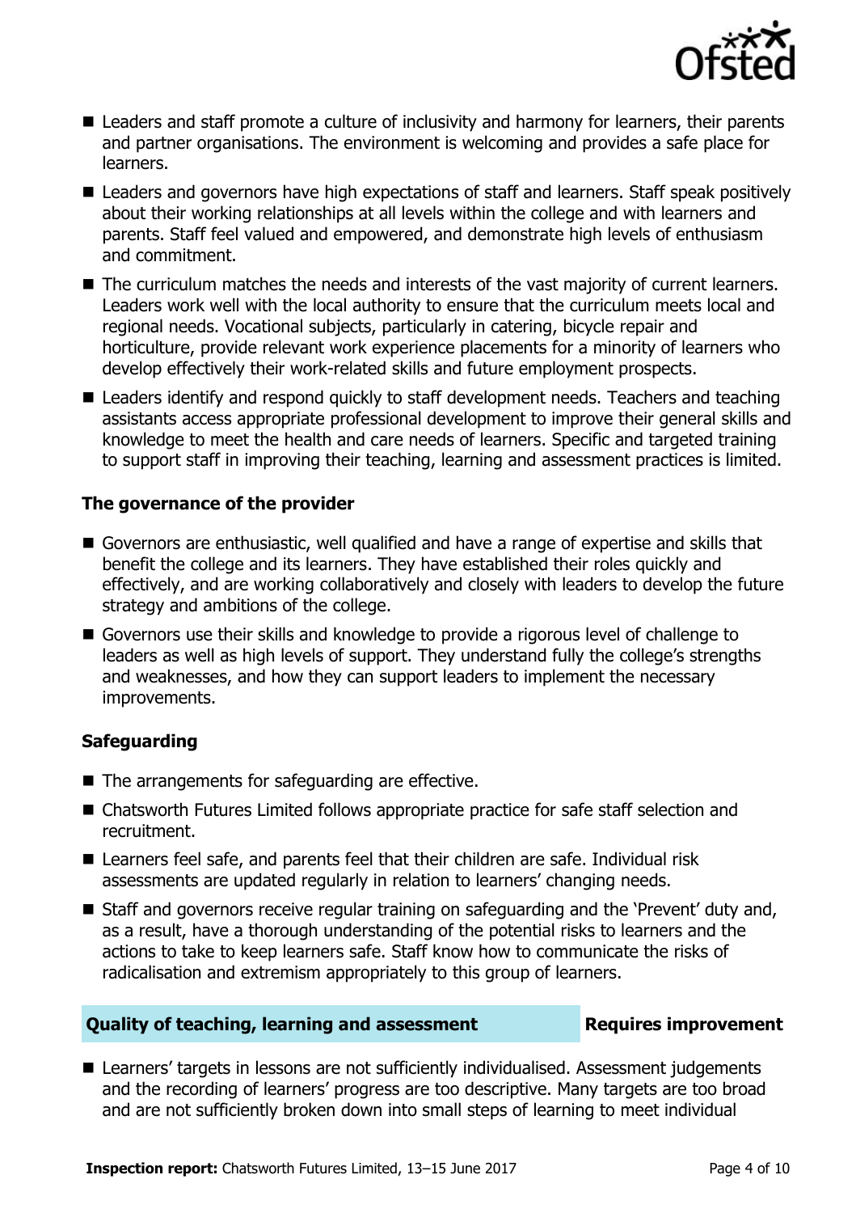- Leaders and staff promote a culture of inclusivity and harmony for learners, their parents and partner organisations. The environment is welcoming and provides a safe place for learners.
- Leaders and governors have high expectations of staff and learners. Staff speak positively about their working relationships at all levels within the college and with learners and parents. Staff feel valued and empowered, and demonstrate high levels of enthusiasm and commitment.
- The curriculum matches the needs and interests of the vast majority of current learners. Leaders work well with the local authority to ensure that the curriculum meets local and regional needs. Vocational subjects, particularly in catering, bicycle repair and horticulture, provide relevant work experience placements for a minority of learners who develop effectively their work-related skills and future employment prospects.
- Leaders identify and respond quickly to staff development needs. Teachers and teaching assistants access appropriate professional development to improve their general skills and knowledge to meet the health and care needs of learners. Specific and targeted training to support staff in improving their teaching, learning and assessment practices is limited.

### The governance of the provider

- Governors are enthusiastic, well qualified and have a range of expertise and skills that benefit the college and its learners. They have established their roles quickly and effectively, and are working collaboratively and closely with leaders to develop the future strategy and ambitions of the college.
- Governors use their skills and knowledge to provide a rigorous level of challenge to leaders as well as high levels of support. They understand fully the college's strengths and weaknesses, and how they can support leaders to implement the necessary improvements.

### Safeguarding

- The arrangements for safeguarding are effective.
- Chatsworth Futures Limited follows appropriate practice for safe staff selection and recruitment.
- Learners feel safe, and parents feel that their children are safe. Individual risk assessments are updated regularly in relation to learners' changing needs.
- Staff and governors receive regular training on safeguarding and the 'Prevent' duty and, as a result, have a thorough understanding of the potential risks to learners and the actions to take to keep learners safe. Staff know how to communicate the risks of radicalisation and extremism appropriately to this group of learners.

| Quality of teaching, learning and assessment | Requires improvement |
| --- | --- |

- Learners' targets in lessons are not sufficiently individualised. Assessment judgements and the recording of learners' progress are too descriptive. Many targets are too broad and are not sufficiently broken down into small steps of learning to meet individual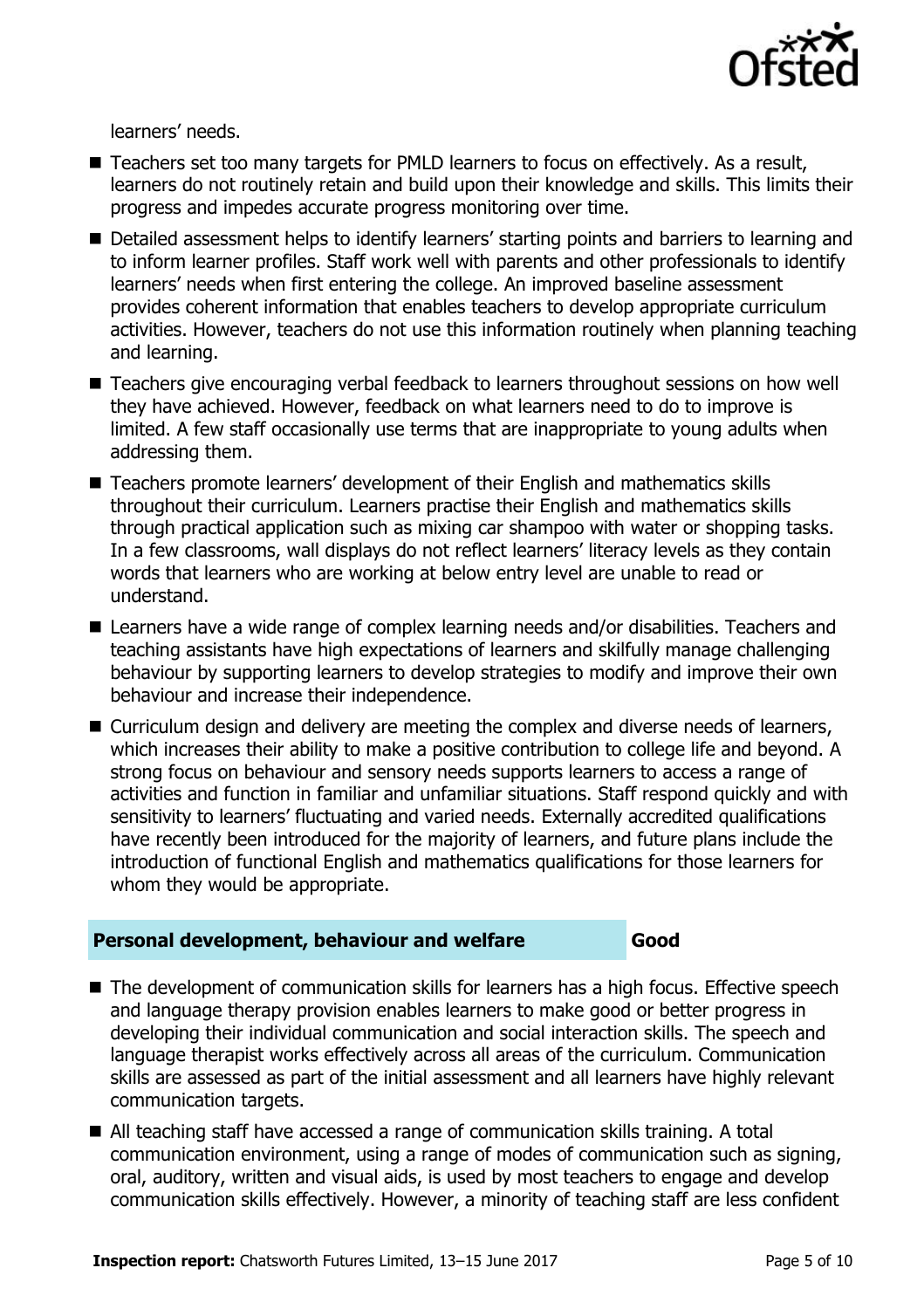learners' needs.

- Teachers set too many targets for PMLD learners to focus on effectively. As a result, learners do not routinely retain and build upon their knowledge and skills. This limits their progress and impedes accurate progress monitoring over time.
- Detailed assessment helps to identify learners' starting points and barriers to learning and to inform learner profiles. Staff work well with parents and other professionals to identify learners' needs when first entering the college. An improved baseline assessment provides coherent information that enables teachers to develop appropriate curriculum activities. However, teachers do not use this information routinely when planning teaching and learning.
- Teachers give encouraging verbal feedback to learners throughout sessions on how well they have achieved. However, feedback on what learners need to do to improve is limited. A few staff occasionally use terms that are inappropriate to young adults when addressing them.
- Teachers promote learners' development of their English and mathematics skills throughout their curriculum. Learners practise their English and mathematics skills through practical application such as mixing car shampoo with water or shopping tasks. In a few classrooms, wall displays do not reflect learners' literacy levels as they contain words that learners who are working at below entry level are unable to read or understand.
- Learners have a wide range of complex learning needs and/or disabilities. Teachers and teaching assistants have high expectations of learners and skilfully manage challenging behaviour by supporting learners to develop strategies to modify and improve their own behaviour and increase their independence.
- Curriculum design and delivery are meeting the complex and diverse needs of learners, which increases their ability to make a positive contribution to college life and beyond. A strong focus on behaviour and sensory needs supports learners to access a range of activities and function in familiar and unfamiliar situations. Staff respond quickly and with sensitivity to learners' fluctuating and varied needs. Externally accredited qualifications have recently been introduced for the majority of learners, and future plans include the introduction of functional English and mathematics qualifications for those learners for whom they would be appropriate.

## Personal development, behaviour and welfare — Good

- The development of communication skills for learners has a high focus. Effective speech and language therapy provision enables learners to make good or better progress in developing their individual communication and social interaction skills. The speech and language therapist works effectively across all areas of the curriculum. Communication skills are assessed as part of the initial assessment and all learners have highly relevant communication targets.
- All teaching staff have accessed a range of communication skills training. A total communication environment, using a range of modes of communication such as signing, oral, auditory, written and visual aids, is used by most teachers to engage and develop communication skills effectively. However, a minority of teaching staff are less confident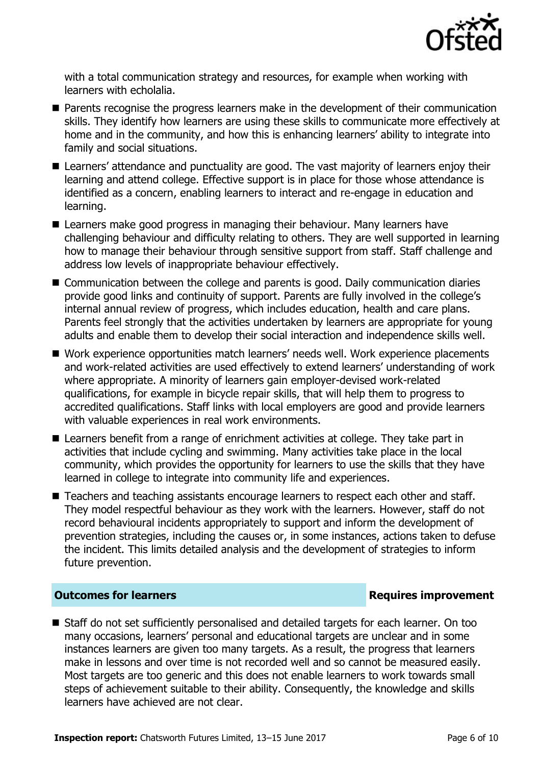with a total communication strategy and resources, for example when working with learners with echolalia.

- Parents recognise the progress learners make in the development of their communication skills. They identify how learners are using these skills to communicate more effectively at home and in the community, and how this is enhancing learners' ability to integrate into family and social situations.
- Learners' attendance and punctuality are good. The vast majority of learners enjoy their learning and attend college. Effective support is in place for those whose attendance is identified as a concern, enabling learners to interact and re-engage in education and learning.
- Learners make good progress in managing their behaviour. Many learners have challenging behaviour and difficulty relating to others. They are well supported in learning how to manage their behaviour through sensitive support from staff. Staff challenge and address low levels of inappropriate behaviour effectively.
- Communication between the college and parents is good. Daily communication diaries provide good links and continuity of support. Parents are fully involved in the college's internal annual review of progress, which includes education, health and care plans. Parents feel strongly that the activities undertaken by learners are appropriate for young adults and enable them to develop their social interaction and independence skills well.
- Work experience opportunities match learners' needs well. Work experience placements and work-related activities are used effectively to extend learners' understanding of work where appropriate. A minority of learners gain employer-devised work-related qualifications, for example in bicycle repair skills, that will help them to progress to accredited qualifications. Staff links with local employers are good and provide learners with valuable experiences in real work environments.
- Learners benefit from a range of enrichment activities at college. They take part in activities that include cycling and swimming. Many activities take place in the local community, which provides the opportunity for learners to use the skills that they have learned in college to integrate into community life and experiences.
- Teachers and teaching assistants encourage learners to respect each other and staff. They model respectful behaviour as they work with the learners. However, staff do not record behavioural incidents appropriately to support and inform the development of prevention strategies, including the causes or, in some instances, actions taken to defuse the incident. This limits detailed analysis and the development of strategies to inform future prevention.

## Outcomes for learners — Requires improvement

- Staff do not set sufficiently personalised and detailed targets for each learner. On too many occasions, learners' personal and educational targets are unclear and in some instances learners are given too many targets. As a result, the progress that learners make in lessons and over time is not recorded well and so cannot be measured easily. Most targets are too generic and this does not enable learners to work towards small steps of achievement suitable to their ability. Consequently, the knowledge and skills learners have achieved are not clear.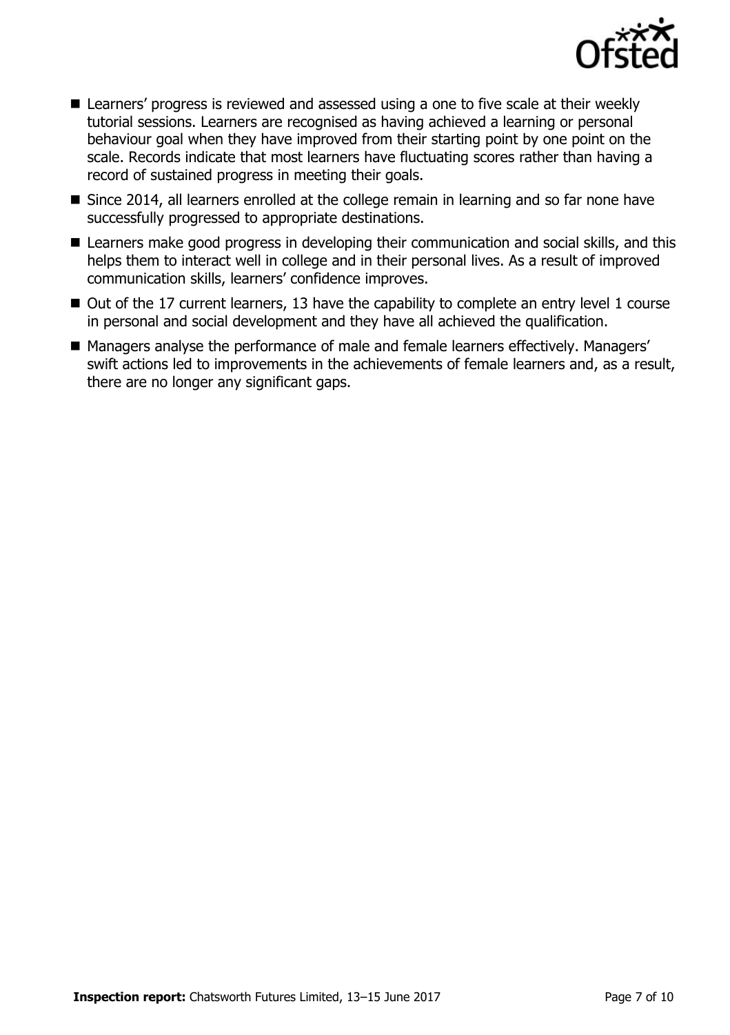- Learners' progress is reviewed and assessed using a one to five scale at their weekly tutorial sessions. Learners are recognised as having achieved a learning or personal behaviour goal when they have improved from their starting point by one point on the scale. Records indicate that most learners have fluctuating scores rather than having a record of sustained progress in meeting their goals.
- Since 2014, all learners enrolled at the college remain in learning and so far none have successfully progressed to appropriate destinations.
- Learners make good progress in developing their communication and social skills, and this helps them to interact well in college and in their personal lives. As a result of improved communication skills, learners' confidence improves.
- Out of the 17 current learners, 13 have the capability to complete an entry level 1 course in personal and social development and they have all achieved the qualification.
- Managers analyse the performance of male and female learners effectively. Managers' swift actions led to improvements in the achievements of female learners and, as a result, there are no longer any significant gaps.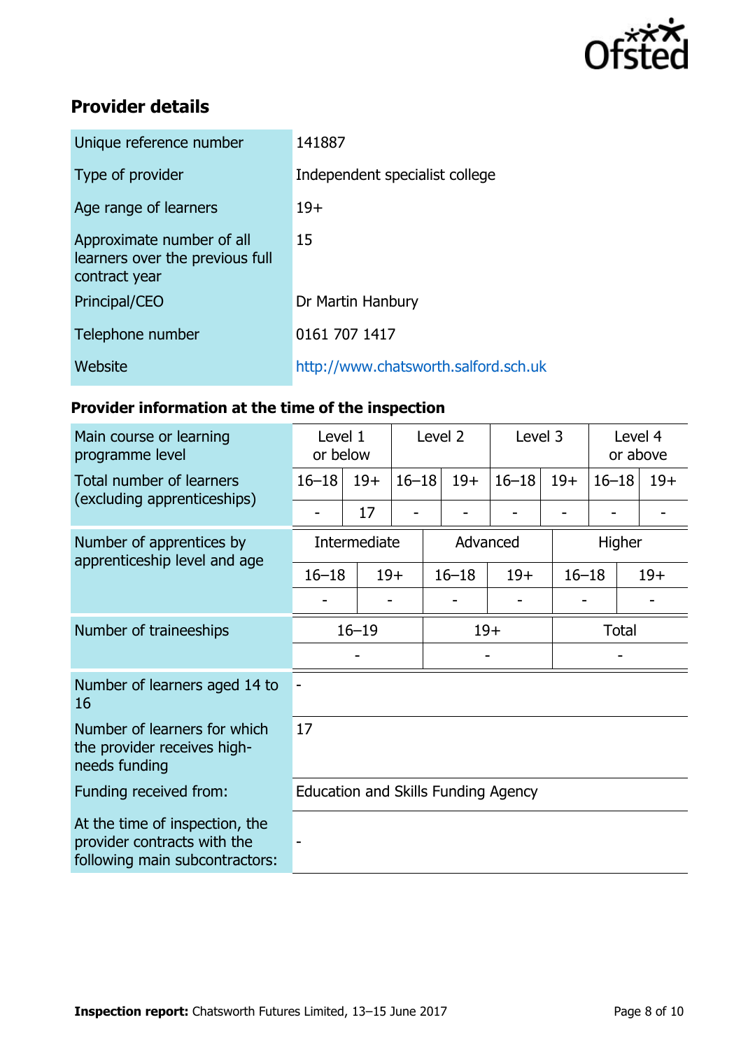## Provider details

| | |
|---|---|
| Unique reference number | 141887 |
| Type of provider | Independent specialist college |
| Age range of learners | 19+ |
| Approximate number of all learners over the previous full contract year | 15 |
| Principal/CEO | Dr Martin Hanbury |
| Telephone number | 0161 707 1417 |
| Website | http://www.chatsworth.salford.sch.uk |

### Provider information at the time of the inspection

| Main course or learning programme level | Level 1 or below | | Level 2 | | Level 3 | | Level 4 or above | |
|---|---|---|---|---|---|---|---|---|
| Total number of learners (excluding apprenticeships) | 16–18 | 19+ | 16–18 | 19+ | 16–18 | 19+ | 16–18 | 19+ |
| | - | 17 | - | - | - | - | - | - |

| Number of apprentices by apprenticeship level and age | Intermediate | | Advanced | | Higher | |
|---|---|---|---|---|---|---|
| | 16–18 | 19+ | 16–18 | 19+ | 16–18 | 19+ |
| | - | - | - | - | - | - |

| Number of traineeships | 16–19 | 19+ | Total |
|---|---|---|---|
| | - | - | - |

| | |
|---|---|
| Number of learners aged 14 to 16 | - |
| Number of learners for which the provider receives high-needs funding | 17 |
| Funding received from: | Education and Skills Funding Agency |
| At the time of inspection, the provider contracts with the following main subcontractors: | - |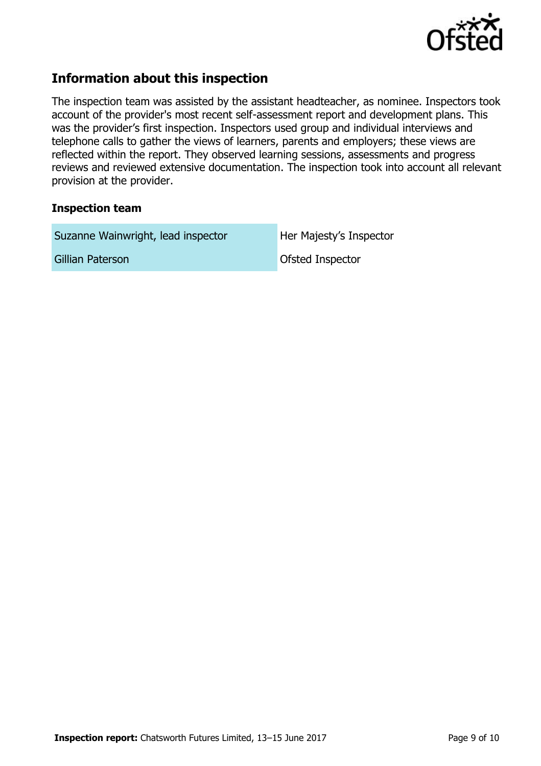## Information about this inspection

The inspection team was assisted by the assistant headteacher, as nominee. Inspectors took account of the provider's most recent self-assessment report and development plans. This was the provider's first inspection. Inspectors used group and individual interviews and telephone calls to gather the views of learners, parents and employers; these views are reflected within the report. They observed learning sessions, assessments and progress reviews and reviewed extensive documentation. The inspection took into account all relevant provision at the provider.

### Inspection team

| | |
|---|---|
| Suzanne Wainwright, lead inspector | Her Majesty's Inspector |
| Gillian Paterson | Ofsted Inspector |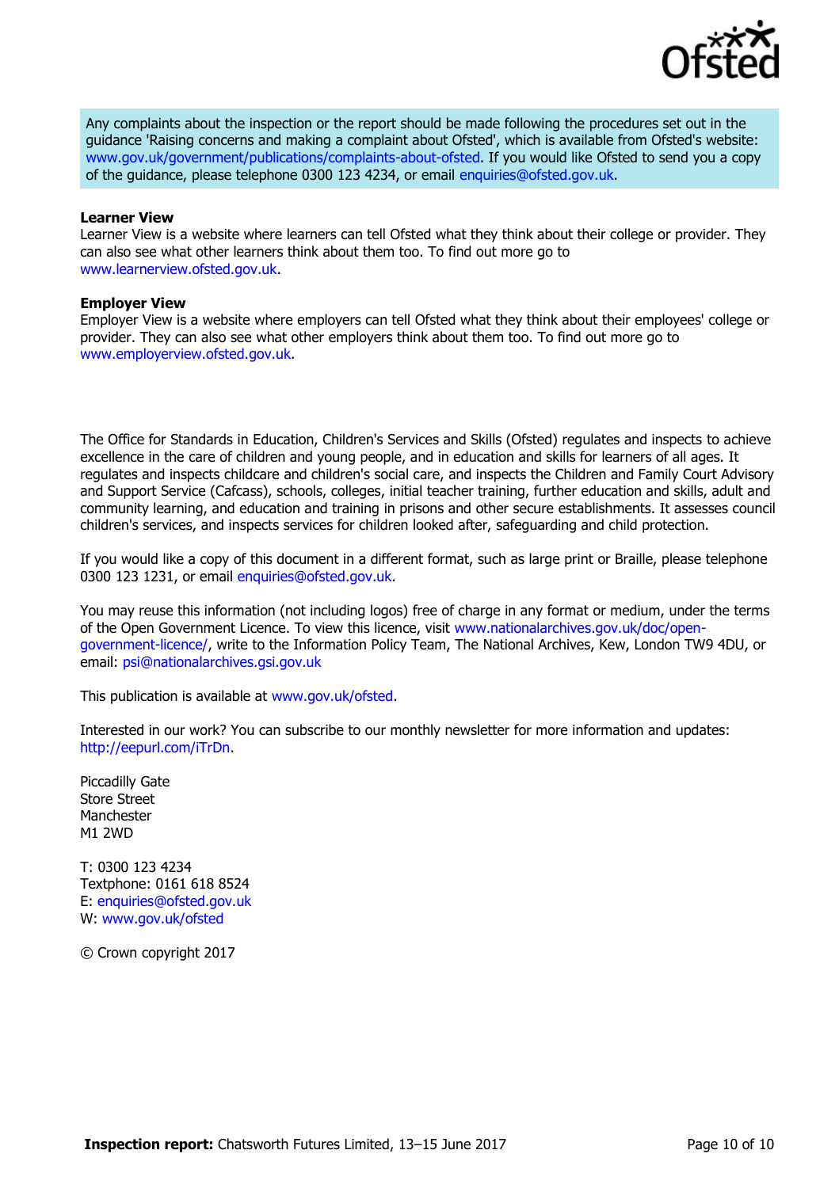Any complaints about the inspection or the report should be made following the procedures set out in the guidance 'Raising concerns and making a complaint about Ofsted', which is available from Ofsted's website: www.gov.uk/government/publications/complaints-about-ofsted. If you would like Ofsted to send you a copy of the guidance, please telephone 0300 123 4234, or email enquiries@ofsted.gov.uk.

**Learner View**

Learner View is a website where learners can tell Ofsted what they think about their college or provider. They can also see what other learners think about them too. To find out more go to www.learnerview.ofsted.gov.uk.

**Employer View**

Employer View is a website where employers can tell Ofsted what they think about their employees' college or provider. They can also see what other employers think about them too. To find out more go to www.employerview.ofsted.gov.uk.

The Office for Standards in Education, Children's Services and Skills (Ofsted) regulates and inspects to achieve excellence in the care of children and young people, and in education and skills for learners of all ages. It regulates and inspects childcare and children's social care, and inspects the Children and Family Court Advisory and Support Service (Cafcass), schools, colleges, initial teacher training, further education and skills, adult and community learning, and education and training in prisons and other secure establishments. It assesses council children's services, and inspects services for children looked after, safeguarding and child protection.

If you would like a copy of this document in a different format, such as large print or Braille, please telephone 0300 123 1231, or email enquiries@ofsted.gov.uk.

You may reuse this information (not including logos) free of charge in any format or medium, under the terms of the Open Government Licence. To view this licence, visit www.nationalarchives.gov.uk/doc/open-government-licence/, write to the Information Policy Team, The National Archives, Kew, London TW9 4DU, or email: psi@nationalarchives.gsi.gov.uk

This publication is available at www.gov.uk/ofsted.

Interested in our work? You can subscribe to our monthly newsletter for more information and updates: http://eepurl.com/iTrDn.

Piccadilly Gate
Store Street
Manchester
M1 2WD

T: 0300 123 4234
Textphone: 0161 618 8524
E: enquiries@ofsted.gov.uk
W: www.gov.uk/ofsted

© Crown copyright 2017